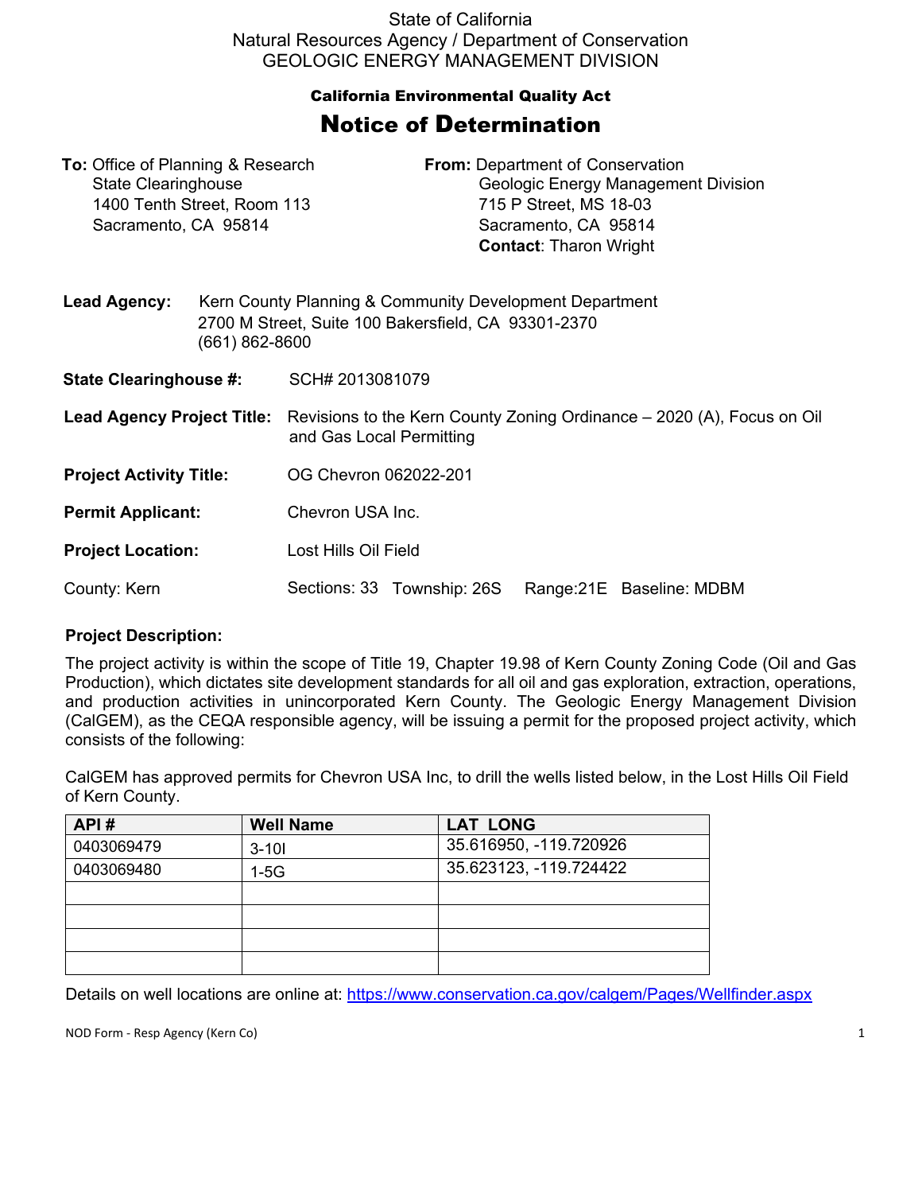State of California
Natural Resources Agency / Department of Conservation
GEOLOGIC ENERGY MANAGEMENT DIVISION

**California Environmental Quality Act**

# Notice of Determination

**To:** Office of Planning & Research
State Clearinghouse
1400 Tenth Street, Room 113
Sacramento, CA 95814

**From:** Department of Conservation
Geologic Energy Management Division
715 P Street, MS 18-03
Sacramento, CA 95814
**Contact**: Tharon Wright

**Lead Agency:** Kern County Planning & Community Development Department
2700 M Street, Suite 100 Bakersfield, CA 93301-2370
(661) 862-8600

**State Clearinghouse #:** SCH# 2013081079

**Lead Agency Project Title:** Revisions to the Kern County Zoning Ordinance – 2020 (A), Focus on Oil and Gas Local Permitting

**Project Activity Title:** OG Chevron 062022-201

**Permit Applicant:** Chevron USA Inc.

**Project Location:** Lost Hills Oil Field

County: Kern — Sections: 33 Township: 26S Range:21E Baseline: MDBM

**Project Description:**

The project activity is within the scope of Title 19, Chapter 19.98 of Kern County Zoning Code (Oil and Gas Production), which dictates site development standards for all oil and gas exploration, extraction, operations, and production activities in unincorporated Kern County. The Geologic Energy Management Division (CalGEM), as the CEQA responsible agency, will be issuing a permit for the proposed project activity, which consists of the following:

CalGEM has approved permits for Chevron USA Inc, to drill the wells listed below, in the Lost Hills Oil Field of Kern County.

| API # | Well Name | LAT LONG |
|---|---|---|
| 0403069479 | 3-10I | 35.616950, -119.720926 |
| 0403069480 | 1-5G | 35.623123, -119.724422 |
| | | |
| | | |
| | | |
| | | |

Details on well locations are online at: https://www.conservation.ca.gov/calgem/Pages/Wellfinder.aspx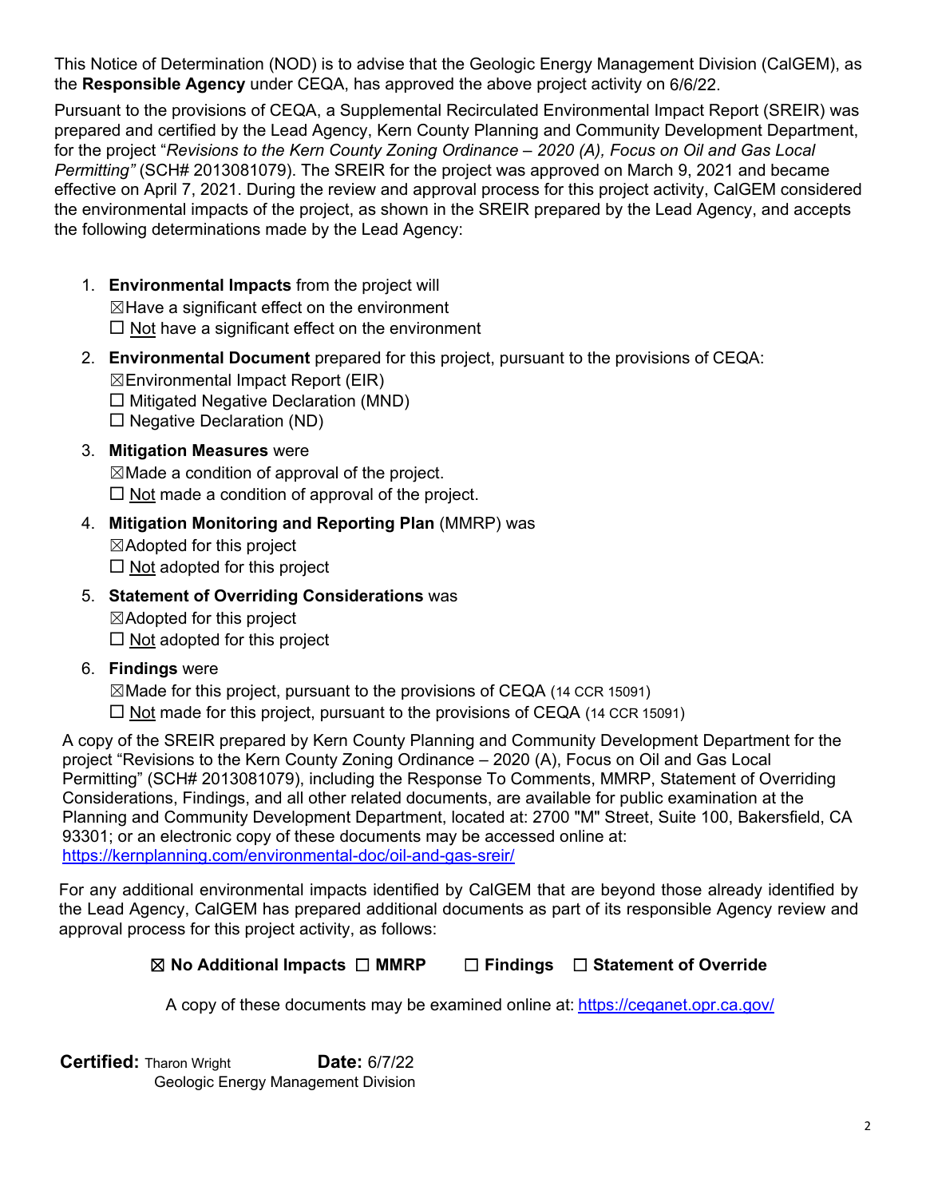This Notice of Determination (NOD) is to advise that the Geologic Energy Management Division (CalGEM), as the **Responsible Agency** under CEQA, has approved the above project activity on 6/6/22.

Pursuant to the provisions of CEQA, a Supplemental Recirculated Environmental Impact Report (SREIR) was prepared and certified by the Lead Agency, Kern County Planning and Community Development Department, for the project "*Revisions to the Kern County Zoning Ordinance – 2020 (A), Focus on Oil and Gas Local Permitting"* (SCH# 2013081079). The SREIR for the project was approved on March 9, 2021 and became effective on April 7, 2021. During the review and approval process for this project activity, CalGEM considered the environmental impacts of the project, as shown in the SREIR prepared by the Lead Agency, and accepts the following determinations made by the Lead Agency:

1. **Environmental Impacts** from the project will
   ☒Have a significant effect on the environment
   ☐ Not have a significant effect on the environment
2. **Environmental Document** prepared for this project, pursuant to the provisions of CEQA:
   ☒Environmental Impact Report (EIR)
   ☐ Mitigated Negative Declaration (MND)
   ☐ Negative Declaration (ND)
3. **Mitigation Measures** were
   ☒Made a condition of approval of the project.
   ☐ Not made a condition of approval of the project.
4. **Mitigation Monitoring and Reporting Plan** (MMRP) was
   ☒Adopted for this project
   ☐ Not adopted for this project
5. **Statement of Overriding Considerations** was
   ☒Adopted for this project
   ☐ Not adopted for this project
6. **Findings** were
   ☒Made for this project, pursuant to the provisions of CEQA (14 CCR 15091)
   ☐ Not made for this project, pursuant to the provisions of CEQA (14 CCR 15091)

A copy of the SREIR prepared by Kern County Planning and Community Development Department for the project "Revisions to the Kern County Zoning Ordinance – 2020 (A), Focus on Oil and Gas Local Permitting" (SCH# 2013081079), including the Response To Comments, MMRP, Statement of Overriding Considerations, Findings, and all other related documents, are available for public examination at the Planning and Community Development Department, located at: 2700 "M" Street, Suite 100, Bakersfield, CA 93301; or an electronic copy of these documents may be accessed online at: https://kernplanning.com/environmental-doc/oil-and-gas-sreir/

For any additional environmental impacts identified by CalGEM that are beyond those already identified by the Lead Agency, CalGEM has prepared additional documents as part of its responsible Agency review and approval process for this project activity, as follows:

☒ **No Additional Impacts** ☐ **MMRP** ☐ **Findings** ☐ **Statement of Override**

A copy of these documents may be examined online at: https://ceqanet.opr.ca.gov/

**Certified:** Tharon Wright **Date:** 6/7/22
Geologic Energy Management Division